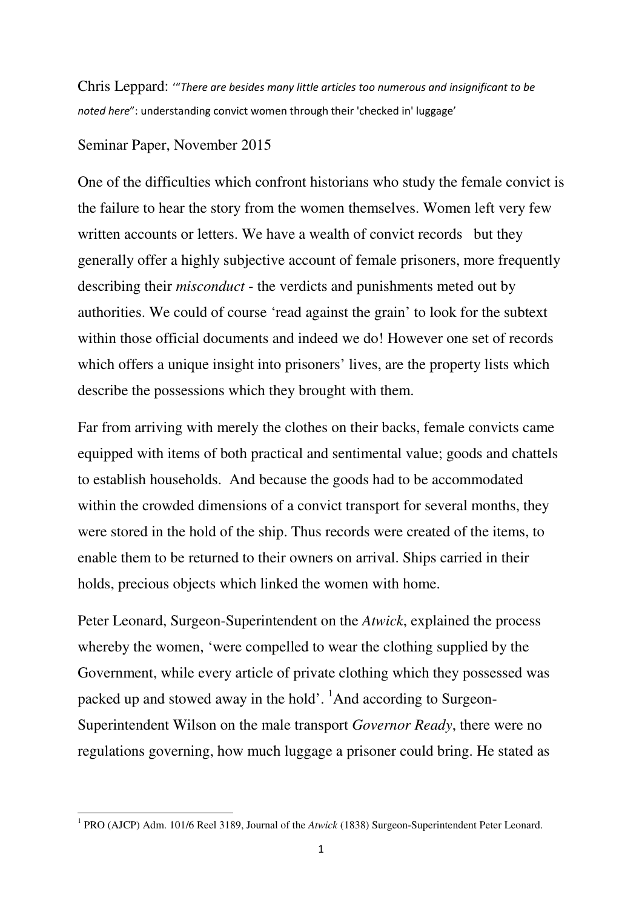Chris Leppard: '"*There are besides many little articles too numerous and insignificant to be noted here*": understanding convict women through their 'checked in' luggage'

Seminar Paper, November 2015

One of the difficulties which confront historians who study the female convict is the failure to hear the story from the women themselves. Women left very few written accounts or letters. We have a wealth of convict records but they generally offer a highly subjective account of female prisoners, more frequently describing their *misconduct* - the verdicts and punishments meted out by authorities. We could of course 'read against the grain' to look for the subtext within those official documents and indeed we do! However one set of records which offers a unique insight into prisoners' lives, are the property lists which describe the possessions which they brought with them.

Far from arriving with merely the clothes on their backs, female convicts came equipped with items of both practical and sentimental value; goods and chattels to establish households. And because the goods had to be accommodated within the crowded dimensions of a convict transport for several months, they were stored in the hold of the ship. Thus records were created of the items, to enable them to be returned to their owners on arrival. Ships carried in their holds, precious objects which linked the women with home.

Peter Leonard, Surgeon-Superintendent on the *Atwick*, explained the process whereby the women, 'were compelled to wear the clothing supplied by the Government, while every article of private clothing which they possessed was packed up and stowed away in the hold'. [1]And according to Surgeon-Superintendent Wilson on the male transport *Governor Ready*, there were no regulations governing, how much luggage a prisoner could bring. He stated as

[1] PRO (AJCP) Adm. 101/6 Reel 3189, Journal of the *Atwick* (1838) Surgeon-Superintendent Peter Leonard.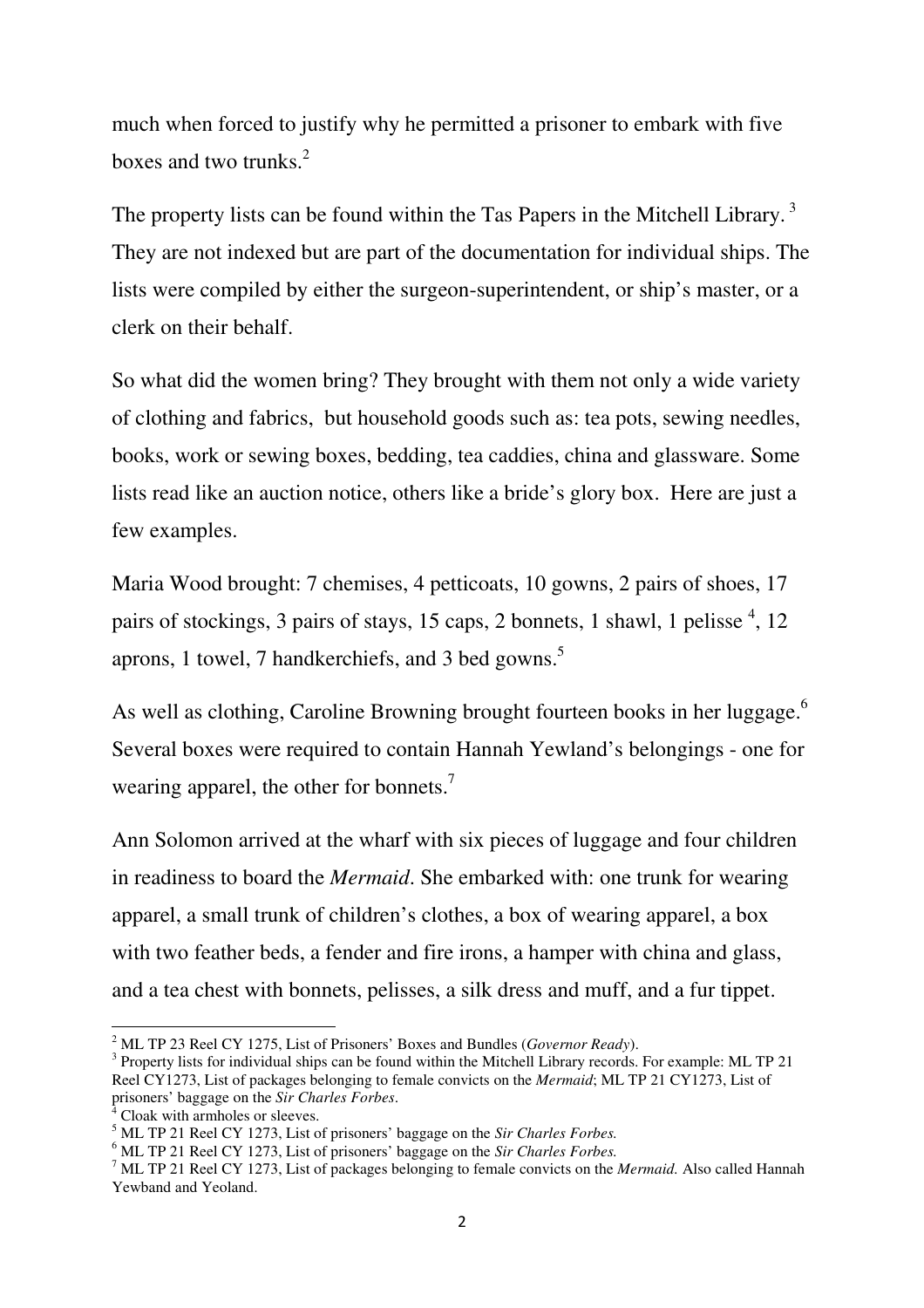much when forced to justify why he permitted a prisoner to embark with five boxes and two trunks.[2]

The property lists can be found within the Tas Papers in the Mitchell Library.[3] They are not indexed but are part of the documentation for individual ships. The lists were compiled by either the surgeon-superintendent, or ship's master, or a clerk on their behalf.

So what did the women bring? They brought with them not only a wide variety of clothing and fabrics, but household goods such as: tea pots, sewing needles, books, work or sewing boxes, bedding, tea caddies, china and glassware. Some lists read like an auction notice, others like a bride's glory box. Here are just a few examples.

Maria Wood brought: 7 chemises, 4 petticoats, 10 gowns, 2 pairs of shoes, 17 pairs of stockings, 3 pairs of stays, 15 caps, 2 bonnets, 1 shawl, 1 pelisse [4], 12 aprons, 1 towel, 7 handkerchiefs, and 3 bed gowns.[5]

As well as clothing, Caroline Browning brought fourteen books in her luggage.[6] Several boxes were required to contain Hannah Yewland's belongings - one for wearing apparel, the other for bonnets.[7]

Ann Solomon arrived at the wharf with six pieces of luggage and four children in readiness to board the *Mermaid*. She embarked with: one trunk for wearing apparel, a small trunk of children's clothes, a box of wearing apparel, a box with two feather beds, a fender and fire irons, a hamper with china and glass, and a tea chest with bonnets, pelisses, a silk dress and muff, and a fur tippet.

---

[2] ML TP 23 Reel CY 1275, List of Prisoners' Boxes and Bundles (*Governor Ready*).

[3] Property lists for individual ships can be found within the Mitchell Library records. For example: ML TP 21 Reel CY1273, List of packages belonging to female convicts on the *Mermaid*; ML TP 21 CY1273, List of prisoners' baggage on the *Sir Charles Forbes*.

[4] Cloak with armholes or sleeves.

[5] ML TP 21 Reel CY 1273, List of prisoners' baggage on the *Sir Charles Forbes.*

[6] ML TP 21 Reel CY 1273, List of prisoners' baggage on the *Sir Charles Forbes.*

[7] ML TP 21 Reel CY 1273, List of packages belonging to female convicts on the *Mermaid.* Also called Hannah Yewband and Yeoland.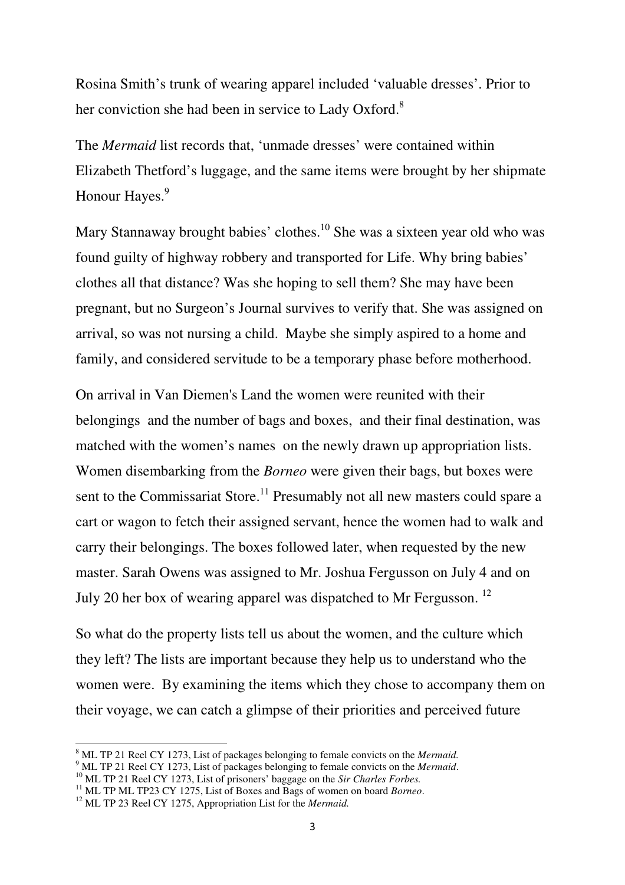Rosina Smith's trunk of wearing apparel included 'valuable dresses'. Prior to her conviction she had been in service to Lady Oxford.[8]

The *Mermaid* list records that, 'unmade dresses' were contained within Elizabeth Thetford's luggage, and the same items were brought by her shipmate Honour Hayes.[9]

Mary Stannaway brought babies' clothes.[10] She was a sixteen year old who was found guilty of highway robbery and transported for Life. Why bring babies' clothes all that distance? Was she hoping to sell them? She may have been pregnant, but no Surgeon's Journal survives to verify that. She was assigned on arrival, so was not nursing a child. Maybe she simply aspired to a home and family, and considered servitude to be a temporary phase before motherhood.

On arrival in Van Diemen's Land the women were reunited with their belongings and the number of bags and boxes, and their final destination, was matched with the women's names on the newly drawn up appropriation lists. Women disembarking from the *Borneo* were given their bags, but boxes were sent to the Commissariat Store.[11] Presumably not all new masters could spare a cart or wagon to fetch their assigned servant, hence the women had to walk and carry their belongings. The boxes followed later, when requested by the new master. Sarah Owens was assigned to Mr. Joshua Fergusson on July 4 and on July 20 her box of wearing apparel was dispatched to Mr Fergusson.[12]

So what do the property lists tell us about the women, and the culture which they left? The lists are important because they help us to understand who the women were. By examining the items which they chose to accompany them on their voyage, we can catch a glimpse of their priorities and perceived future

---

[8] ML TP 21 Reel CY 1273, List of packages belonging to female convicts on the *Mermaid.*

[9] ML TP 21 Reel CY 1273, List of packages belonging to female convicts on the *Mermaid*.

[10] ML TP 21 Reel CY 1273, List of prisoners' baggage on the *Sir Charles Forbes.*

[11] ML TP ML TP23 CY 1275, List of Boxes and Bags of women on board *Borneo*.

[12] ML TP 23 Reel CY 1275, Appropriation List for the *Mermaid.*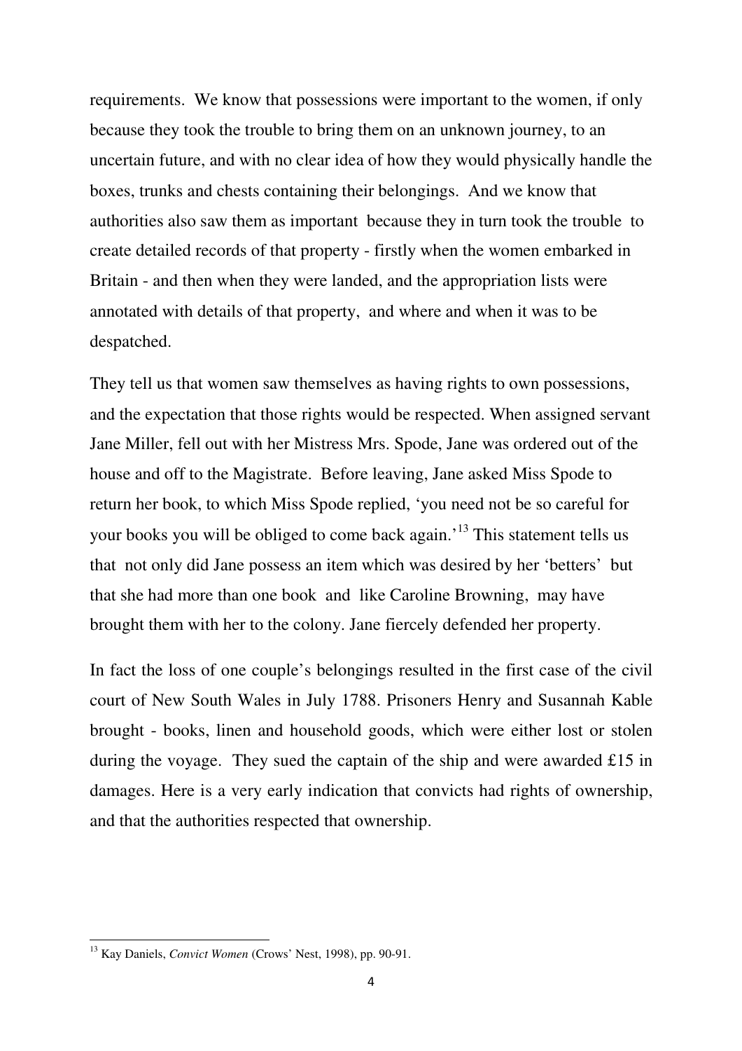requirements. We know that possessions were important to the women, if only because they took the trouble to bring them on an unknown journey, to an uncertain future, and with no clear idea of how they would physically handle the boxes, trunks and chests containing their belongings. And we know that authorities also saw them as important because they in turn took the trouble to create detailed records of that property - firstly when the women embarked in Britain - and then when they were landed, and the appropriation lists were annotated with details of that property, and where and when it was to be despatched.

They tell us that women saw themselves as having rights to own possessions, and the expectation that those rights would be respected. When assigned servant Jane Miller, fell out with her Mistress Mrs. Spode, Jane was ordered out of the house and off to the Magistrate. Before leaving, Jane asked Miss Spode to return her book, to which Miss Spode replied, 'you need not be so careful for your books you will be obliged to come back again.'[13] This statement tells us that not only did Jane possess an item which was desired by her 'betters' but that she had more than one book and like Caroline Browning, may have brought them with her to the colony. Jane fiercely defended her property.

In fact the loss of one couple's belongings resulted in the first case of the civil court of New South Wales in July 1788. Prisoners Henry and Susannah Kable brought - books, linen and household goods, which were either lost or stolen during the voyage. They sued the captain of the ship and were awarded £15 in damages. Here is a very early indication that convicts had rights of ownership, and that the authorities respected that ownership.

---

[13] Kay Daniels, *Convict Women* (Crows' Nest, 1998), pp. 90-91.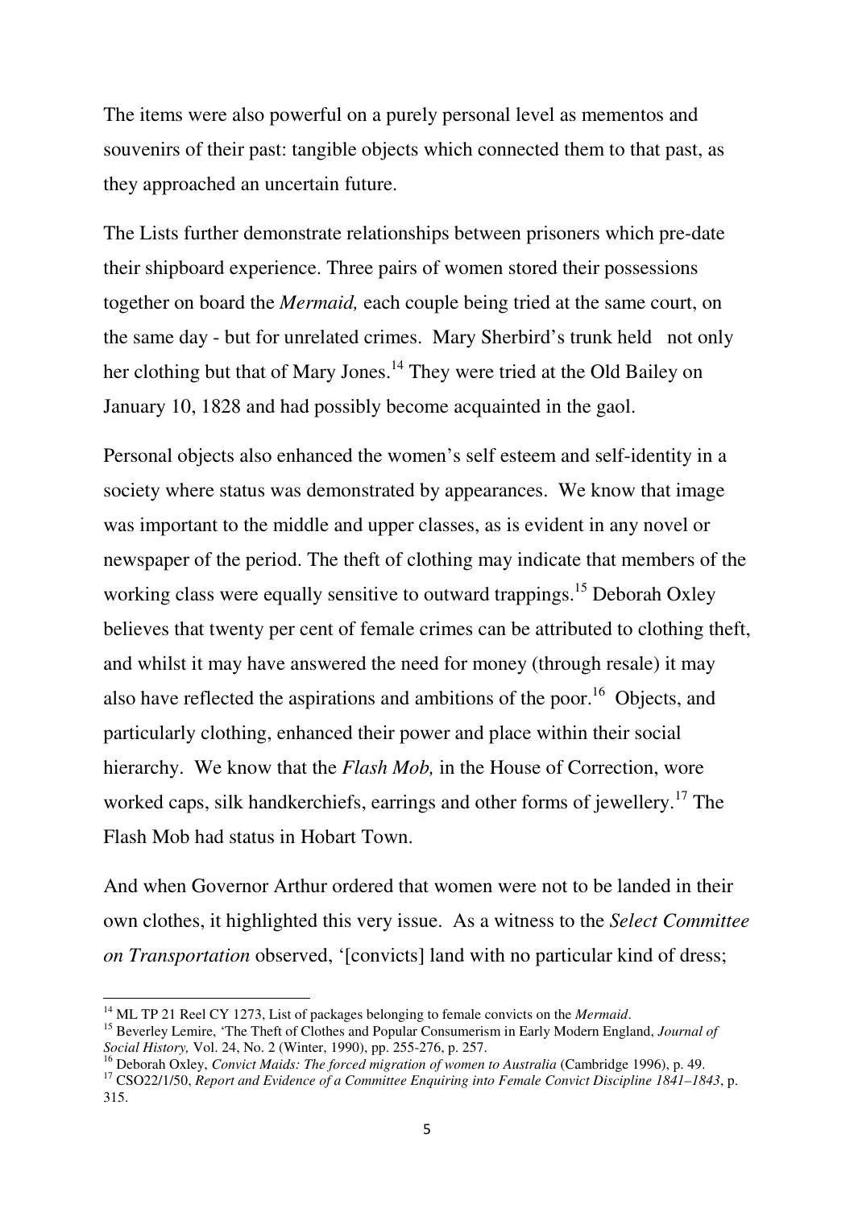The items were also powerful on a purely personal level as mementos and souvenirs of their past: tangible objects which connected them to that past, as they approached an uncertain future.

The Lists further demonstrate relationships between prisoners which pre-date their shipboard experience. Three pairs of women stored their possessions together on board the *Mermaid,* each couple being tried at the same court, on the same day - but for unrelated crimes. Mary Sherbird's trunk held not only her clothing but that of Mary Jones.[14] They were tried at the Old Bailey on January 10, 1828 and had possibly become acquainted in the gaol.

Personal objects also enhanced the women's self esteem and self-identity in a society where status was demonstrated by appearances. We know that image was important to the middle and upper classes, as is evident in any novel or newspaper of the period. The theft of clothing may indicate that members of the working class were equally sensitive to outward trappings.[15] Deborah Oxley believes that twenty per cent of female crimes can be attributed to clothing theft, and whilst it may have answered the need for money (through resale) it may also have reflected the aspirations and ambitions of the poor.[16] Objects, and particularly clothing, enhanced their power and place within their social hierarchy. We know that the *Flash Mob,* in the House of Correction, wore worked caps, silk handkerchiefs, earrings and other forms of jewellery.[17] The Flash Mob had status in Hobart Town.

And when Governor Arthur ordered that women were not to be landed in their own clothes, it highlighted this very issue. As a witness to the *Select Committee on Transportation* observed, '[convicts] land with no particular kind of dress;

---

[14] ML TP 21 Reel CY 1273, List of packages belonging to female convicts on the *Mermaid*.

[15] Beverley Lemire, 'The Theft of Clothes and Popular Consumerism in Early Modern England, *Journal of Social History,* Vol. 24, No. 2 (Winter, 1990), pp. 255-276, p. 257.

[16] Deborah Oxley, *Convict Maids: The forced migration of women to Australia* (Cambridge 1996), p. 49.

[17] CSO22/1/50, *Report and Evidence of a Committee Enquiring into Female Convict Discipline 1841–1843*, p. 315.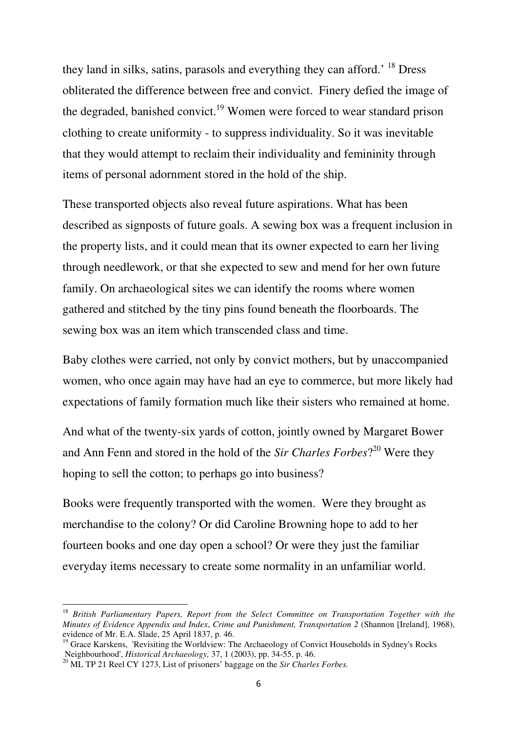they land in silks, satins, parasols and everything they can afford.'[18] Dress obliterated the difference between free and convict. Finery defied the image of the degraded, banished convict.[19] Women were forced to wear standard prison clothing to create uniformity - to suppress individuality. So it was inevitable that they would attempt to reclaim their individuality and femininity through items of personal adornment stored in the hold of the ship.

These transported objects also reveal future aspirations. What has been described as signposts of future goals. A sewing box was a frequent inclusion in the property lists, and it could mean that its owner expected to earn her living through needlework, or that she expected to sew and mend for her own future family. On archaeological sites we can identify the rooms where women gathered and stitched by the tiny pins found beneath the floorboards. The sewing box was an item which transcended class and time.

Baby clothes were carried, not only by convict mothers, but by unaccompanied women, who once again may have had an eye to commerce, but more likely had expectations of family formation much like their sisters who remained at home.

And what of the twenty-six yards of cotton, jointly owned by Margaret Bower and Ann Fenn and stored in the hold of the *Sir Charles Forbes*?[20] Were they hoping to sell the cotton; to perhaps go into business?

Books were frequently transported with the women. Were they brought as merchandise to the colony? Or did Caroline Browning hope to add to her fourteen books and one day open a school? Or were they just the familiar everyday items necessary to create some normality in an unfamiliar world.

---

[18] *British Parliamentary Papers, Report from the Select Committee on Transportation Together with the Minutes of Evidence Appendix and Index*, *Crime and Punishment, Transportation 2* (Shannon [Ireland], 1968), evidence of Mr. E.A. Slade, 25 April 1837, p. 46.

[19] Grace Karskens, 'Revisiting the Worldview: The Archaeology of Convict Households in Sydney's Rocks Neighbourhood', *Historical Archaeology,* 37, 1 (2003), pp. 34-55, p. 46.

[20] ML TP 21 Reel CY 1273, List of prisoners' baggage on the *Sir Charles Forbes.*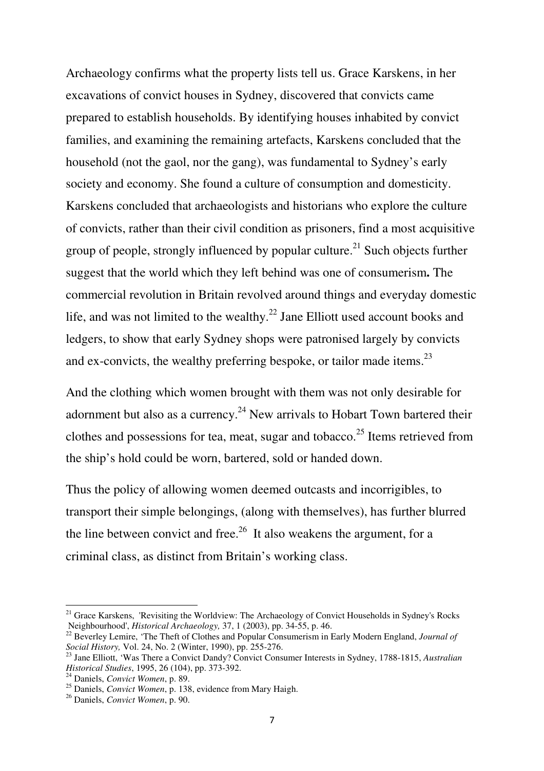Archaeology confirms what the property lists tell us. Grace Karskens, in her excavations of convict houses in Sydney, discovered that convicts came prepared to establish households. By identifying houses inhabited by convict families, and examining the remaining artefacts, Karskens concluded that the household (not the gaol, nor the gang), was fundamental to Sydney's early society and economy. She found a culture of consumption and domesticity. Karskens concluded that archaeologists and historians who explore the culture of convicts, rather than their civil condition as prisoners, find a most acquisitive group of people, strongly influenced by popular culture.[21] Such objects further suggest that the world which they left behind was one of consumerism**.** The commercial revolution in Britain revolved around things and everyday domestic life, and was not limited to the wealthy.[22] Jane Elliott used account books and ledgers, to show that early Sydney shops were patronised largely by convicts and ex-convicts, the wealthy preferring bespoke, or tailor made items.[23]

And the clothing which women brought with them was not only desirable for adornment but also as a currency.[24] New arrivals to Hobart Town bartered their clothes and possessions for tea, meat, sugar and tobacco.[25] Items retrieved from the ship's hold could be worn, bartered, sold or handed down.

Thus the policy of allowing women deemed outcasts and incorrigibles, to transport their simple belongings, (along with themselves), has further blurred the line between convict and free.[26] It also weakens the argument, for a criminal class, as distinct from Britain's working class.

---

[21] Grace Karskens, 'Revisiting the Worldview: The Archaeology of Convict Households in Sydney's Rocks Neighbourhood', *Historical Archaeology,* 37, 1 (2003), pp. 34-55, p. 46.

[22] Beverley Lemire, 'The Theft of Clothes and Popular Consumerism in Early Modern England, *Journal of Social History,* Vol. 24, No. 2 (Winter, 1990), pp. 255-276.

[23] Jane Elliott, 'Was There a Convict Dandy? Convict Consumer Interests in Sydney, 1788-1815, *Australian Historical Studies*, 1995, 26 (104), pp. 373-392.

[24] Daniels, *Convict Women*, p. 89.

[25] Daniels, *Convict Women*, p. 138, evidence from Mary Haigh.

[26] Daniels, *Convict Women*, p. 90.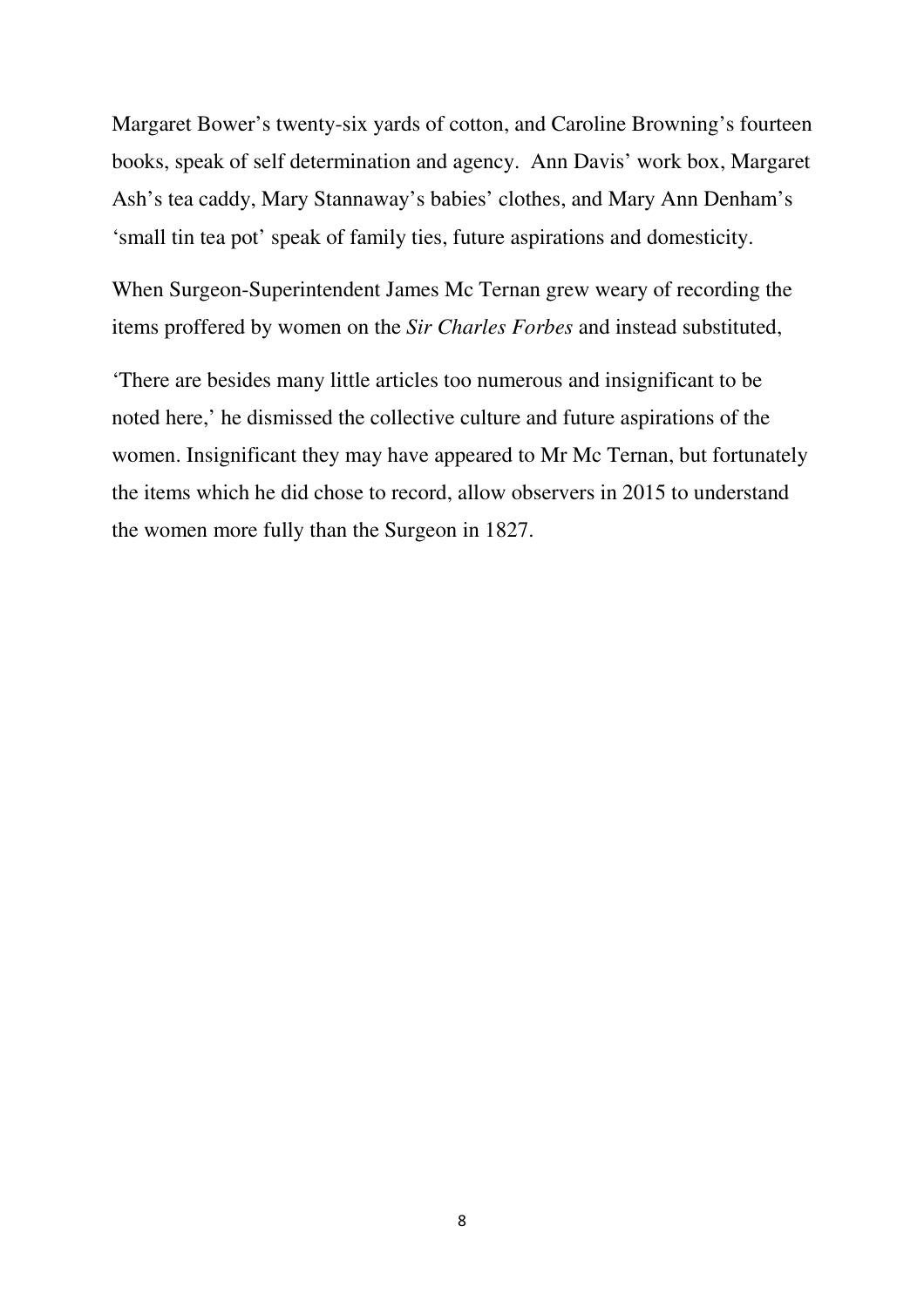Margaret Bower's twenty-six yards of cotton, and Caroline Browning's fourteen books, speak of self determination and agency. Ann Davis' work box, Margaret Ash's tea caddy, Mary Stannaway's babies' clothes, and Mary Ann Denham's 'small tin tea pot' speak of family ties, future aspirations and domesticity.

When Surgeon-Superintendent James Mc Ternan grew weary of recording the items proffered by women on the *Sir Charles Forbes* and instead substituted,

'There are besides many little articles too numerous and insignificant to be noted here,' he dismissed the collective culture and future aspirations of the women. Insignificant they may have appeared to Mr Mc Ternan, but fortunately the items which he did chose to record, allow observers in 2015 to understand the women more fully than the Surgeon in 1827.